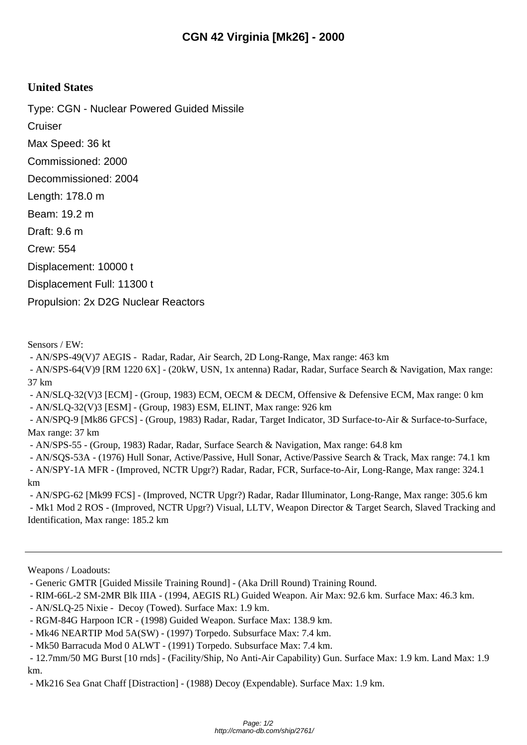# CGN 42 Virginia [Mk26] - 2000

## United States

Type: CGN - Nuclear Powered Guided Missile Cruiser

Max Speed: 36 kt

Commissioned: 2000

Decommissioned: 2004

Length: 178.0 m

Beam: 19.2 m

Draft: 9.6 m

Crew: 554

Displacement: 10000 t

Displacement Full: 11300 t

Propulsion: 2x D2G Nuclear Reactors

Sensors / EW:

- AN/SPS-49(V)7 AEGIS - Radar, Radar, Air Search, 2D Long-Range, Max range: 463 km
- AN/SPS-64(V)9 [RM 1220 6X] - (20kW, USN, 1x antenna) Radar, Radar, Surface Search & Navigation, Max range: 37 km
- AN/SLQ-32(V)3 [ECM] - (Group, 1983) ECM, OECM & DECM, Offensive & Defensive ECM, Max range: 0 km
- AN/SLQ-32(V)3 [ESM] - (Group, 1983) ESM, ELINT, Max range: 926 km
- AN/SPQ-9 [Mk86 GFCS] - (Group, 1983) Radar, Radar, Target Indicator, 3D Surface-to-Air & Surface-to-Surface, Max range: 37 km
- AN/SPS-55 - (Group, 1983) Radar, Radar, Surface Search & Navigation, Max range: 64.8 km
- AN/SQS-53A - (1976) Hull Sonar, Active/Passive, Hull Sonar, Active/Passive Search & Track, Max range: 74.1 km
- AN/SPY-1A MFR - (Improved, NCTR Upgr?) Radar, Radar, FCR, Surface-to-Air, Long-Range, Max range: 324.1 km
- AN/SPG-62 [Mk99 FCS] - (Improved, NCTR Upgr?) Radar, Radar Illuminator, Long-Range, Max range: 305.6 km
- Mk1 Mod 2 ROS - (Improved, NCTR Upgr?) Visual, LLTV, Weapon Director & Target Search, Slaved Tracking and Identification, Max range: 185.2 km

---

Weapons / Loadouts:

- Generic GMTR [Guided Missile Training Round] - (Aka Drill Round) Training Round.
- RIM-66L-2 SM-2MR Blk IIIA - (1994, AEGIS RL) Guided Weapon. Air Max: 92.6 km. Surface Max: 46.3 km.
- AN/SLQ-25 Nixie - Decoy (Towed). Surface Max: 1.9 km.
- RGM-84G Harpoon ICR - (1998) Guided Weapon. Surface Max: 138.9 km.
- Mk46 NEARTIP Mod 5A(SW) - (1997) Torpedo. Subsurface Max: 7.4 km.
- Mk50 Barracuda Mod 0 ALWT - (1991) Torpedo. Subsurface Max: 7.4 km.
- 12.7mm/50 MG Burst [10 rnds] - (Facility/Ship, No Anti-Air Capability) Gun. Surface Max: 1.9 km. Land Max: 1.9 km.
- Mk216 Sea Gnat Chaff [Distraction] - (1988) Decoy (Expendable). Surface Max: 1.9 km.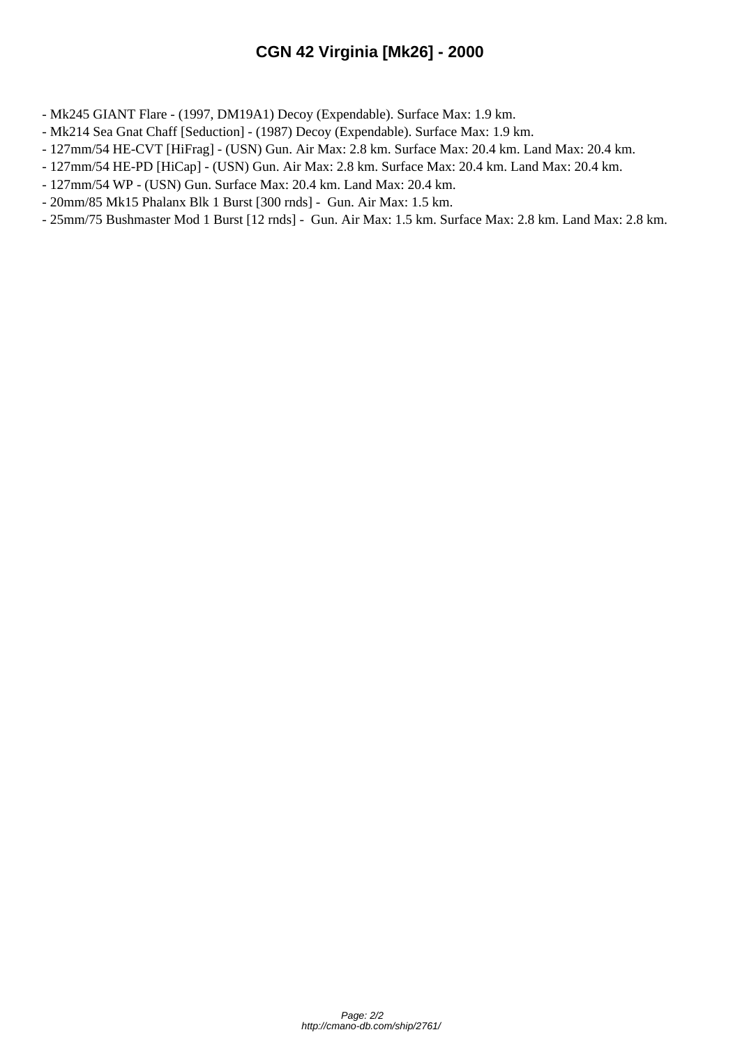- Mk245 GIANT Flare - (1997, DM19A1) Decoy (Expendable). Surface Max: 1.9 km.
- Mk214 Sea Gnat Chaff [Seduction] - (1987) Decoy (Expendable). Surface Max: 1.9 km.
- 127mm/54 HE-CVT [HiFrag] - (USN) Gun. Air Max: 2.8 km. Surface Max: 20.4 km. Land Max: 20.4 km.
- 127mm/54 HE-PD [HiCap] - (USN) Gun. Air Max: 2.8 km. Surface Max: 20.4 km. Land Max: 20.4 km.
- 127mm/54 WP - (USN) Gun. Surface Max: 20.4 km. Land Max: 20.4 km.
- 20mm/85 Mk15 Phalanx Blk 1 Burst [300 rnds] - Gun. Air Max: 1.5 km.
- 25mm/75 Bushmaster Mod 1 Burst [12 rnds] - Gun. Air Max: 1.5 km. Surface Max: 2.8 km. Land Max: 2.8 km.